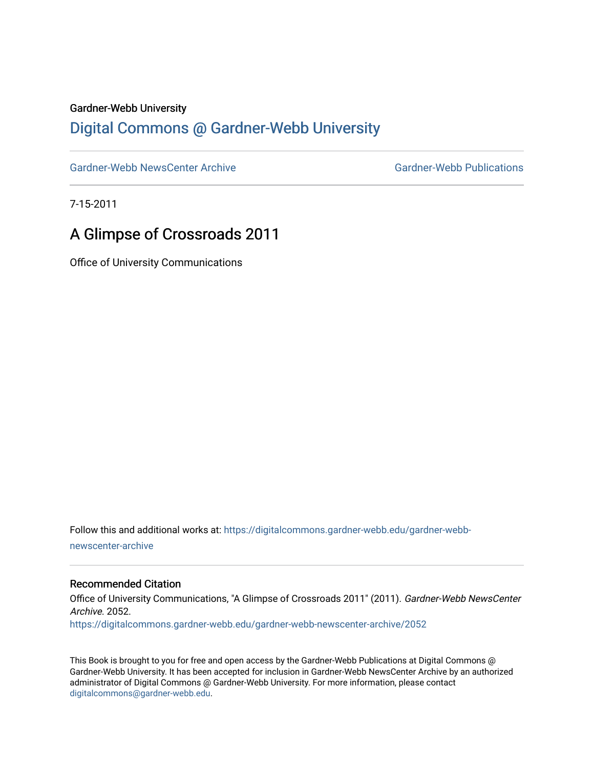Gardner-Webb University

# Digital Commons @ Gardner-Webb University

Gardner-Webb NewsCenter Archive | Gardner-Webb Publications

7-15-2011

## A Glimpse of Crossroads 2011

Office of University Communications

Follow this and additional works at: https://digitalcommons.gardner-webb.edu/gardner-webb-newscenter-archive

### Recommended Citation

Office of University Communications, "A Glimpse of Crossroads 2011" (2011). *Gardner-Webb NewsCenter Archive*. 2052.
https://digitalcommons.gardner-webb.edu/gardner-webb-newscenter-archive/2052

This Book is brought to you for free and open access by the Gardner-Webb Publications at Digital Commons @ Gardner-Webb University. It has been accepted for inclusion in Gardner-Webb NewsCenter Archive by an authorized administrator of Digital Commons @ Gardner-Webb University. For more information, please contact digitalcommons@gardner-webb.edu.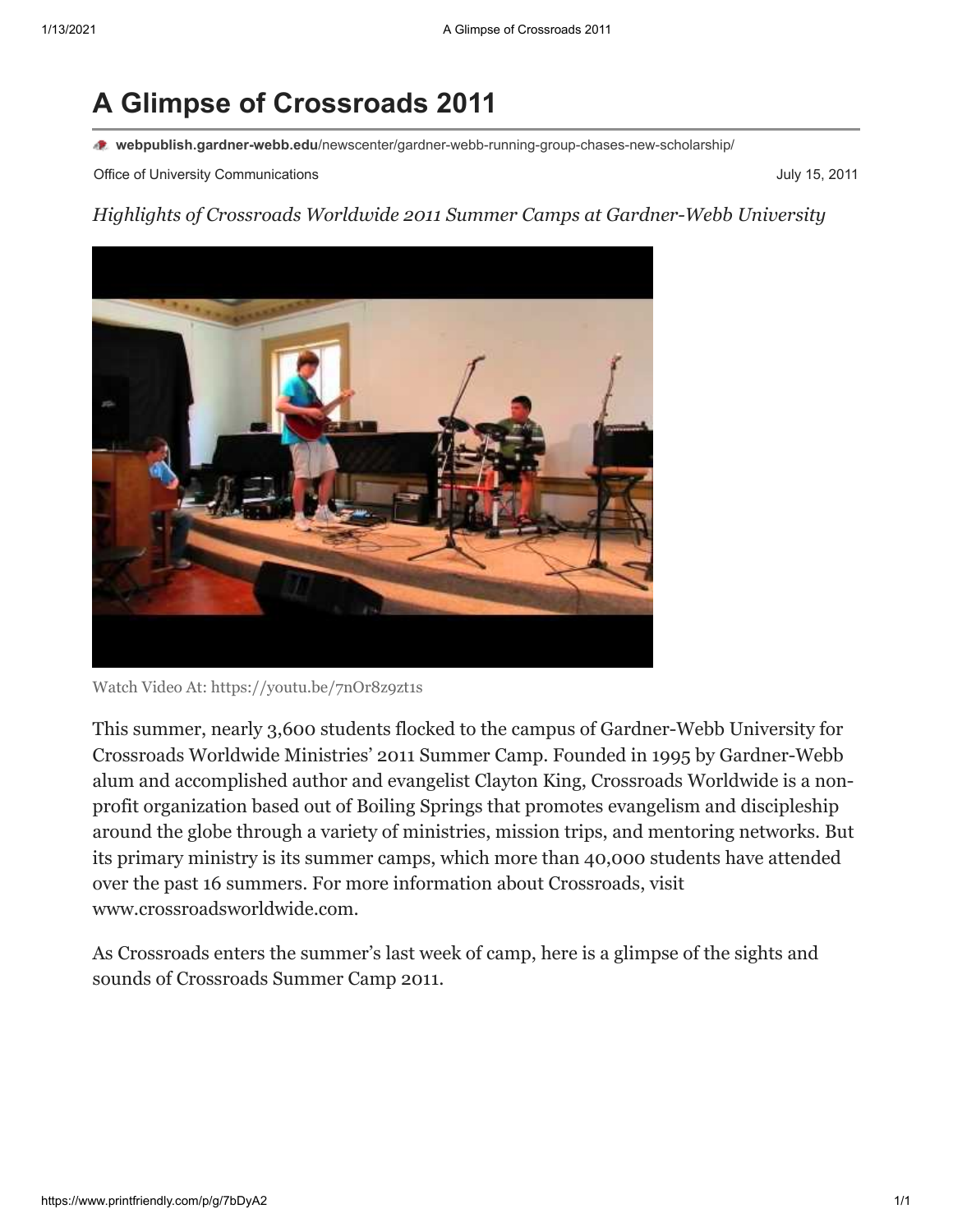# A Glimpse of Crossroads 2011

**webpublish.gardner-webb.edu**/newscenter/gardner-webb-running-group-chases-new-scholarship/

Office of University Communications

July 15, 2011

*Highlights of Crossroads Worldwide 2011 Summer Camps at Gardner-Webb University*

Watch Video At: https://youtu.be/7nOr8z9zt1s

This summer, nearly 3,600 students flocked to the campus of Gardner-Webb University for Crossroads Worldwide Ministries' 2011 Summer Camp. Founded in 1995 by Gardner-Webb alum and accomplished author and evangelist Clayton King, Crossroads Worldwide is a non-profit organization based out of Boiling Springs that promotes evangelism and discipleship around the globe through a variety of ministries, mission trips, and mentoring networks. But its primary ministry is its summer camps, which more than 40,000 students have attended over the past 16 summers. For more information about Crossroads, visit www.crossroadsworldwide.com.

As Crossroads enters the summer's last week of camp, here is a glimpse of the sights and sounds of Crossroads Summer Camp 2011.